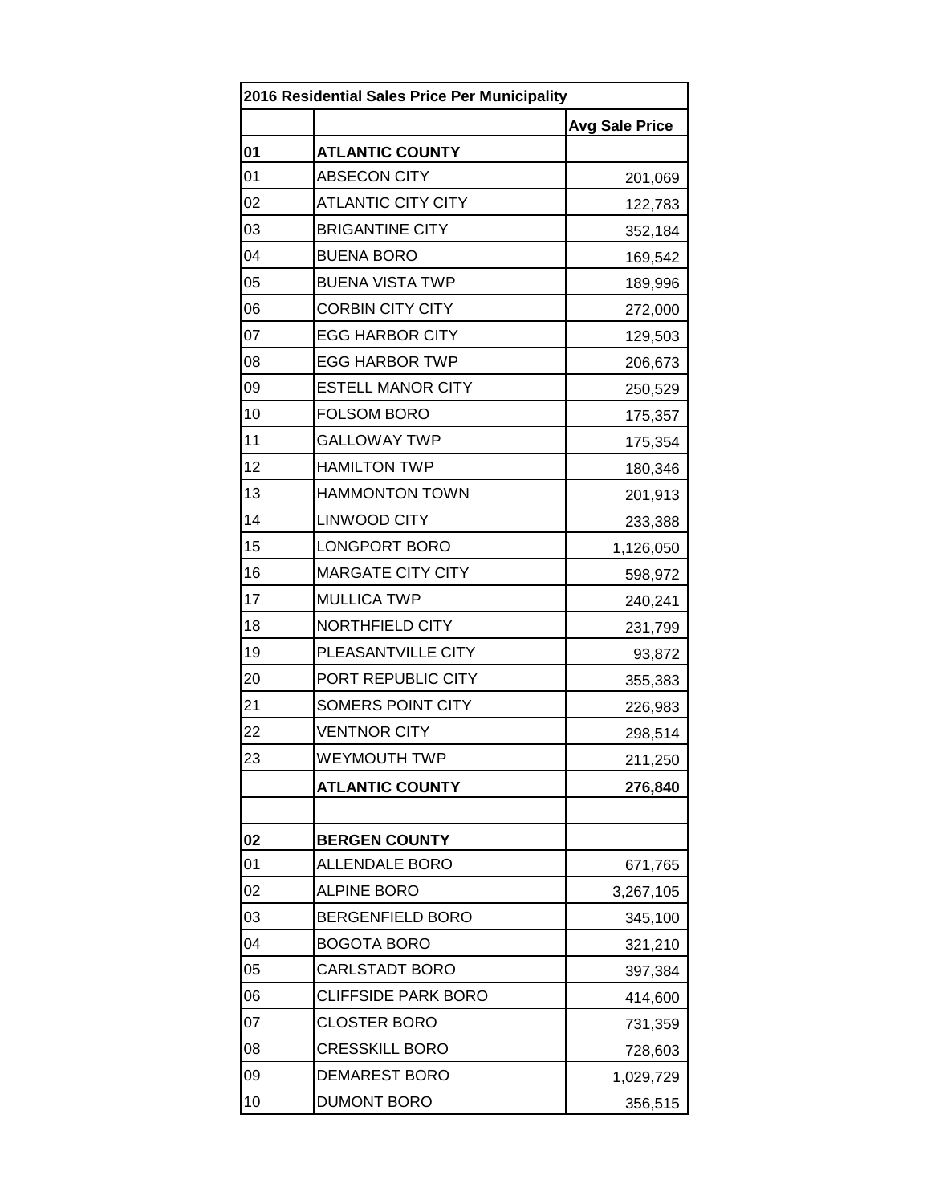| 2016 Residential Sales Price Per Municipality | | |
|---|---|---|
| | | **Avg Sale Price** |
| **01** | **ATLANTIC COUNTY** | |
| 01 | ABSECON CITY | 201,069 |
| 02 | ATLANTIC CITY CITY | 122,783 |
| 03 | BRIGANTINE CITY | 352,184 |
| 04 | BUENA BORO | 169,542 |
| 05 | BUENA VISTA TWP | 189,996 |
| 06 | CORBIN CITY CITY | 272,000 |
| 07 | EGG HARBOR CITY | 129,503 |
| 08 | EGG HARBOR TWP | 206,673 |
| 09 | ESTELL MANOR CITY | 250,529 |
| 10 | FOLSOM BORO | 175,357 |
| 11 | GALLOWAY TWP | 175,354 |
| 12 | HAMILTON TWP | 180,346 |
| 13 | HAMMONTON TOWN | 201,913 |
| 14 | LINWOOD CITY | 233,388 |
| 15 | LONGPORT BORO | 1,126,050 |
| 16 | MARGATE CITY CITY | 598,972 |
| 17 | MULLICA TWP | 240,241 |
| 18 | NORTHFIELD CITY | 231,799 |
| 19 | PLEASANTVILLE CITY | 93,872 |
| 20 | PORT REPUBLIC CITY | 355,383 |
| 21 | SOMERS POINT CITY | 226,983 |
| 22 | VENTNOR CITY | 298,514 |
| 23 | WEYMOUTH TWP | 211,250 |
| | **ATLANTIC COUNTY** | **276,840** |
| | | |
| **02** | **BERGEN COUNTY** | |
| 01 | ALLENDALE BORO | 671,765 |
| 02 | ALPINE BORO | 3,267,105 |
| 03 | BERGENFIELD BORO | 345,100 |
| 04 | BOGOTA BORO | 321,210 |
| 05 | CARLSTADT BORO | 397,384 |
| 06 | CLIFFSIDE PARK BORO | 414,600 |
| 07 | CLOSTER BORO | 731,359 |
| 08 | CRESSKILL BORO | 728,603 |
| 09 | DEMAREST BORO | 1,029,729 |
| 10 | DUMONT BORO | 356,515 |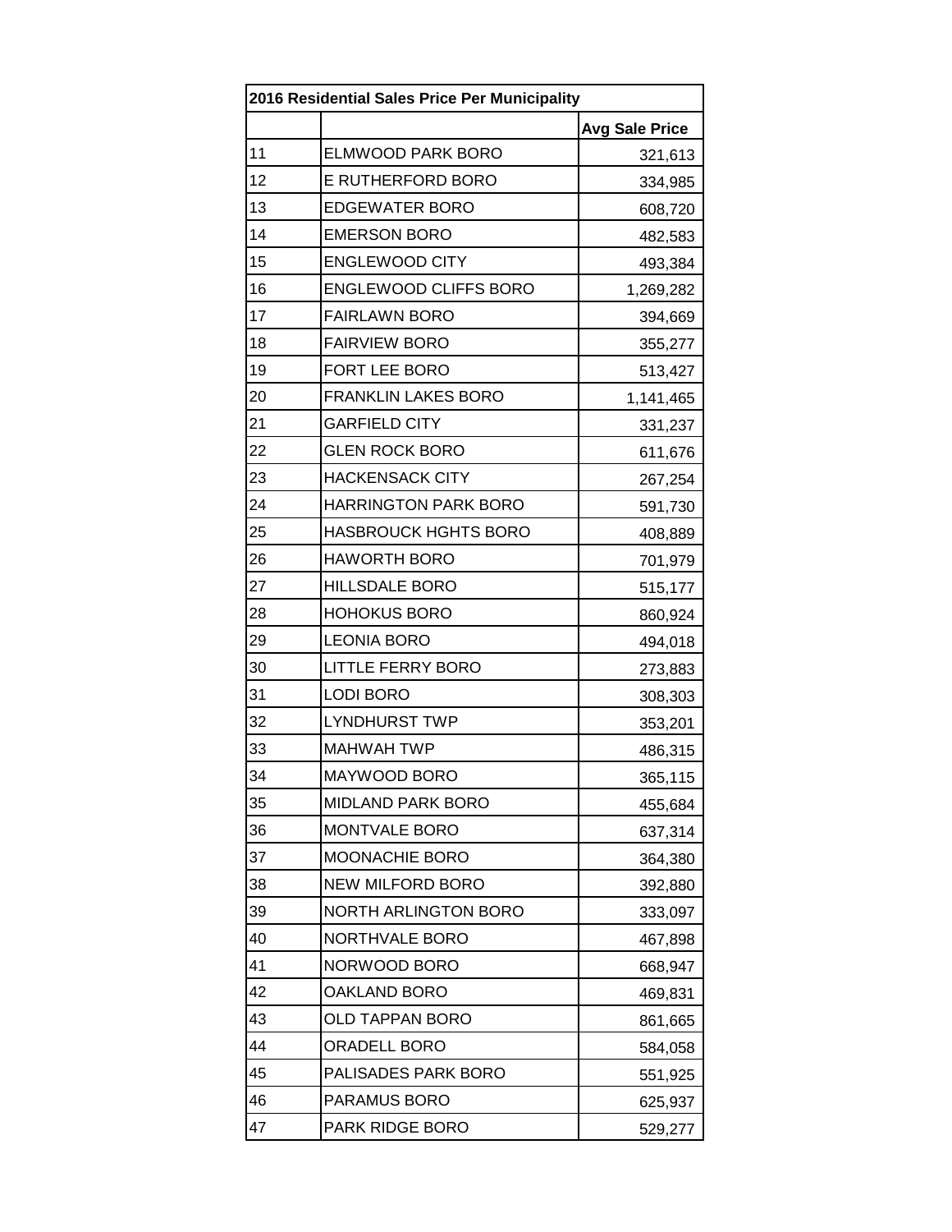| 2016 Residential Sales Price Per Municipality | | |
|---|---|---|
| | | **Avg Sale Price** |
| 11 | ELMWOOD PARK BORO | 321,613 |
| 12 | E RUTHERFORD BORO | 334,985 |
| 13 | EDGEWATER BORO | 608,720 |
| 14 | EMERSON BORO | 482,583 |
| 15 | ENGLEWOOD CITY | 493,384 |
| 16 | ENGLEWOOD CLIFFS BORO | 1,269,282 |
| 17 | FAIRLAWN BORO | 394,669 |
| 18 | FAIRVIEW BORO | 355,277 |
| 19 | FORT LEE BORO | 513,427 |
| 20 | FRANKLIN LAKES BORO | 1,141,465 |
| 21 | GARFIELD CITY | 331,237 |
| 22 | GLEN ROCK BORO | 611,676 |
| 23 | HACKENSACK CITY | 267,254 |
| 24 | HARRINGTON PARK BORO | 591,730 |
| 25 | HASBROUCK HGHTS BORO | 408,889 |
| 26 | HAWORTH BORO | 701,979 |
| 27 | HILLSDALE BORO | 515,177 |
| 28 | HOHOKUS BORO | 860,924 |
| 29 | LEONIA BORO | 494,018 |
| 30 | LITTLE FERRY BORO | 273,883 |
| 31 | LODI BORO | 308,303 |
| 32 | LYNDHURST TWP | 353,201 |
| 33 | MAHWAH TWP | 486,315 |
| 34 | MAYWOOD BORO | 365,115 |
| 35 | MIDLAND PARK BORO | 455,684 |
| 36 | MONTVALE BORO | 637,314 |
| 37 | MOONACHIE BORO | 364,380 |
| 38 | NEW MILFORD BORO | 392,880 |
| 39 | NORTH ARLINGTON BORO | 333,097 |
| 40 | NORTHVALE BORO | 467,898 |
| 41 | NORWOOD BORO | 668,947 |
| 42 | OAKLAND BORO | 469,831 |
| 43 | OLD TAPPAN BORO | 861,665 |
| 44 | ORADELL BORO | 584,058 |
| 45 | PALISADES PARK BORO | 551,925 |
| 46 | PARAMUS BORO | 625,937 |
| 47 | PARK RIDGE BORO | 529,277 |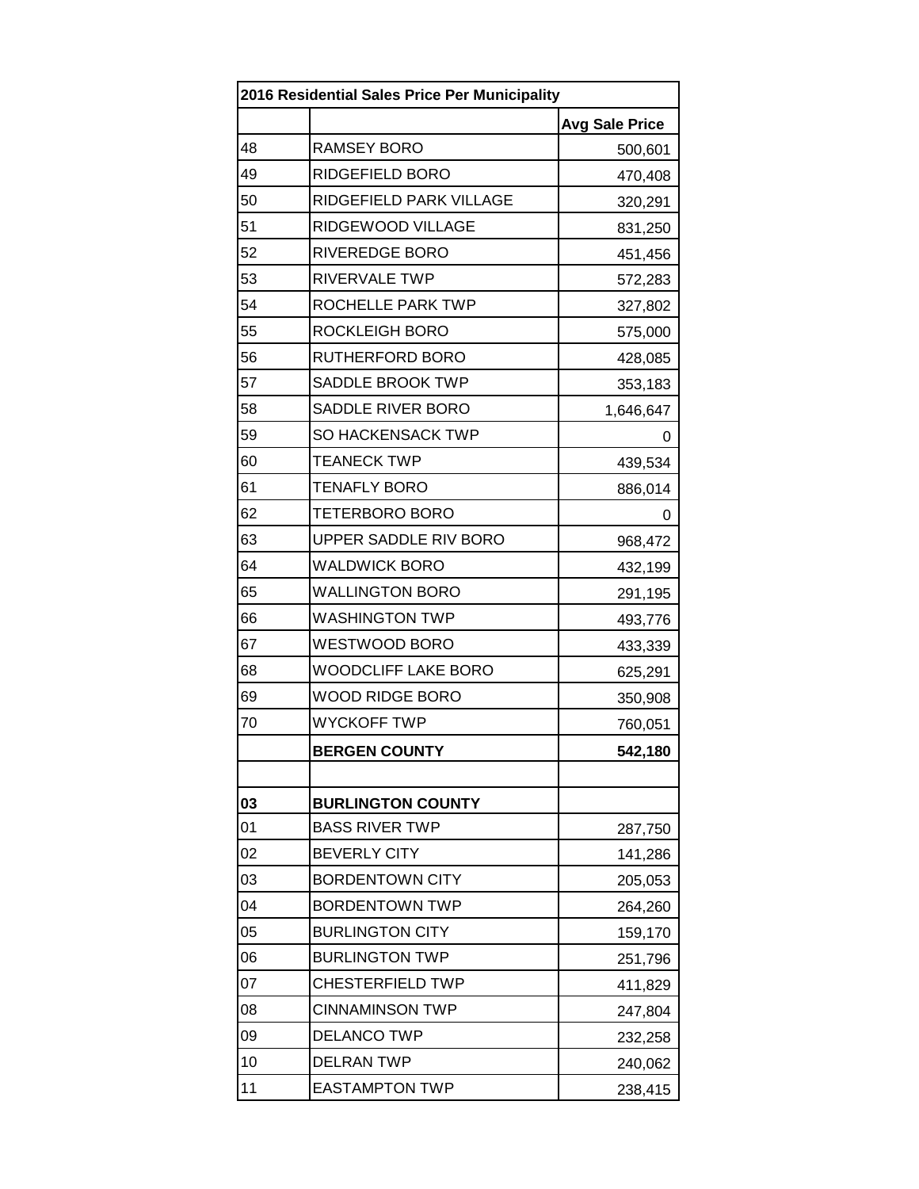| 2016 Residential Sales Price Per Municipality | | |
|---|---|---|
| | | **Avg Sale Price** |
| 48 | RAMSEY BORO | 500,601 |
| 49 | RIDGEFIELD BORO | 470,408 |
| 50 | RIDGEFIELD PARK VILLAGE | 320,291 |
| 51 | RIDGEWOOD VILLAGE | 831,250 |
| 52 | RIVEREDGE BORO | 451,456 |
| 53 | RIVERVALE TWP | 572,283 |
| 54 | ROCHELLE PARK TWP | 327,802 |
| 55 | ROCKLEIGH BORO | 575,000 |
| 56 | RUTHERFORD BORO | 428,085 |
| 57 | SADDLE BROOK TWP | 353,183 |
| 58 | SADDLE RIVER BORO | 1,646,647 |
| 59 | SO HACKENSACK TWP | 0 |
| 60 | TEANECK TWP | 439,534 |
| 61 | TENAFLY BORO | 886,014 |
| 62 | TETERBORO BORO | 0 |
| 63 | UPPER SADDLE RIV BORO | 968,472 |
| 64 | WALDWICK BORO | 432,199 |
| 65 | WALLINGTON BORO | 291,195 |
| 66 | WASHINGTON TWP | 493,776 |
| 67 | WESTWOOD BORO | 433,339 |
| 68 | WOODCLIFF LAKE BORO | 625,291 |
| 69 | WOOD RIDGE BORO | 350,908 |
| 70 | WYCKOFF TWP | 760,051 |
| | **BERGEN COUNTY** | **542,180** |
| | | |
| **03** | **BURLINGTON COUNTY** | |
| 01 | BASS RIVER TWP | 287,750 |
| 02 | BEVERLY CITY | 141,286 |
| 03 | BORDENTOWN CITY | 205,053 |
| 04 | BORDENTOWN TWP | 264,260 |
| 05 | BURLINGTON CITY | 159,170 |
| 06 | BURLINGTON TWP | 251,796 |
| 07 | CHESTERFIELD TWP | 411,829 |
| 08 | CINNAMINSON TWP | 247,804 |
| 09 | DELANCO TWP | 232,258 |
| 10 | DELRAN TWP | 240,062 |
| 11 | EASTAMPTON TWP | 238,415 |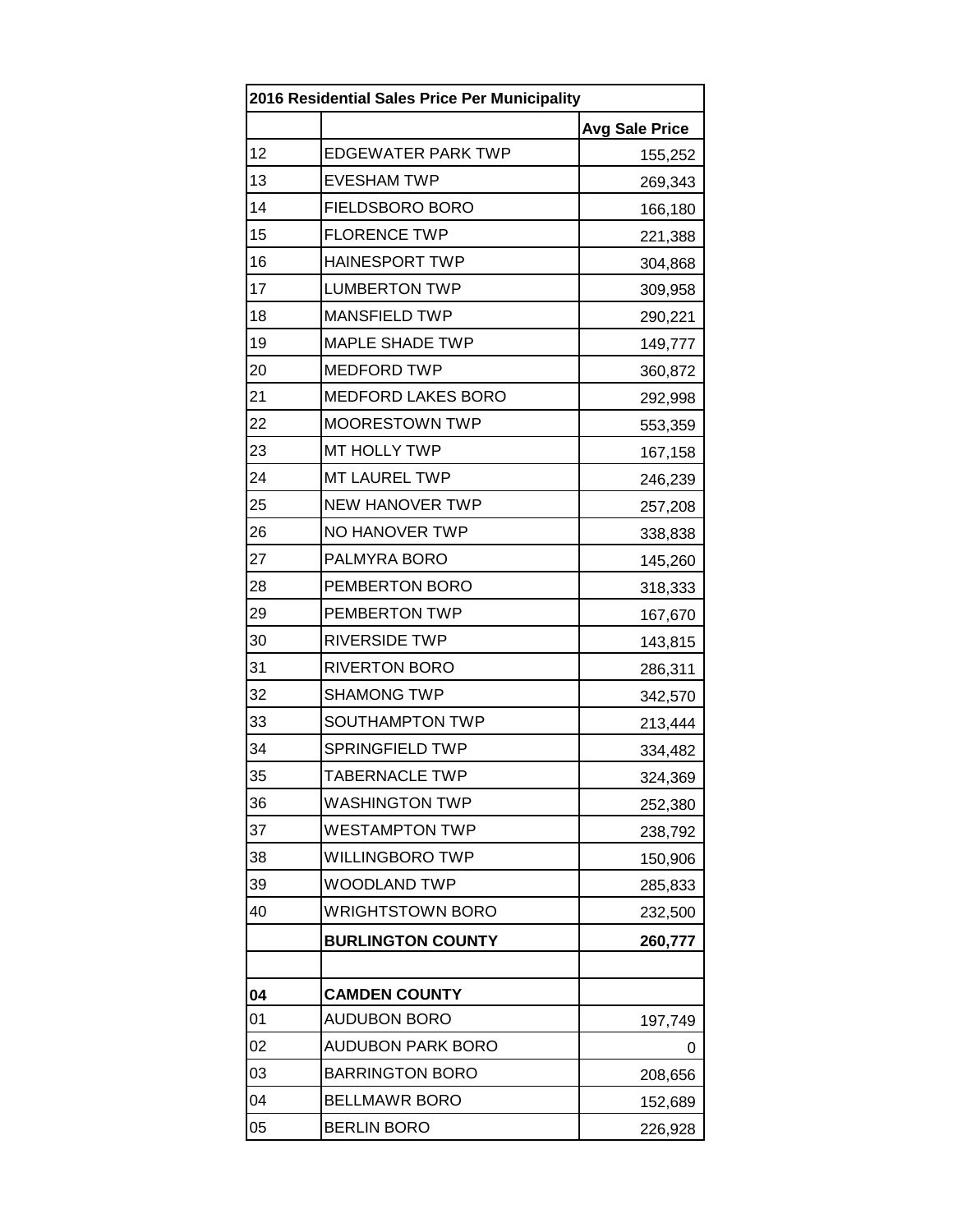| 2016 Residential Sales Price Per Municipality | | |
|---|---|---|
| | | **Avg Sale Price** |
| 12 | EDGEWATER PARK TWP | 155,252 |
| 13 | EVESHAM TWP | 269,343 |
| 14 | FIELDSBORO BORO | 166,180 |
| 15 | FLORENCE TWP | 221,388 |
| 16 | HAINESPORT TWP | 304,868 |
| 17 | LUMBERTON TWP | 309,958 |
| 18 | MANSFIELD TWP | 290,221 |
| 19 | MAPLE SHADE TWP | 149,777 |
| 20 | MEDFORD TWP | 360,872 |
| 21 | MEDFORD LAKES BORO | 292,998 |
| 22 | MOORESTOWN TWP | 553,359 |
| 23 | MT HOLLY TWP | 167,158 |
| 24 | MT LAUREL TWP | 246,239 |
| 25 | NEW HANOVER TWP | 257,208 |
| 26 | NO HANOVER TWP | 338,838 |
| 27 | PALMYRA BORO | 145,260 |
| 28 | PEMBERTON BORO | 318,333 |
| 29 | PEMBERTON TWP | 167,670 |
| 30 | RIVERSIDE TWP | 143,815 |
| 31 | RIVERTON BORO | 286,311 |
| 32 | SHAMONG TWP | 342,570 |
| 33 | SOUTHAMPTON TWP | 213,444 |
| 34 | SPRINGFIELD TWP | 334,482 |
| 35 | TABERNACLE TWP | 324,369 |
| 36 | WASHINGTON TWP | 252,380 |
| 37 | WESTAMPTON TWP | 238,792 |
| 38 | WILLINGBORO TWP | 150,906 |
| 39 | WOODLAND TWP | 285,833 |
| 40 | WRIGHTSTOWN BORO | 232,500 |
| | **BURLINGTON COUNTY** | **260,777** |
| | | |
| **04** | **CAMDEN COUNTY** | |
| 01 | AUDUBON BORO | 197,749 |
| 02 | AUDUBON PARK BORO | 0 |
| 03 | BARRINGTON BORO | 208,656 |
| 04 | BELLMAWR BORO | 152,689 |
| 05 | BERLIN BORO | 226,928 |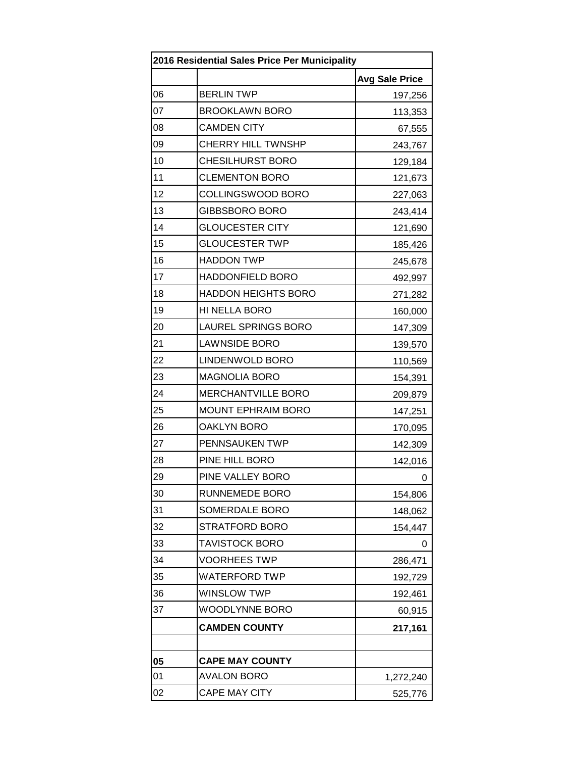| 2016 Residential Sales Price Per Municipality | | |
|---|---|---|
| | | **Avg Sale Price** |
| 06 | BERLIN TWP | 197,256 |
| 07 | BROOKLAWN BORO | 113,353 |
| 08 | CAMDEN CITY | 67,555 |
| 09 | CHERRY HILL TWNSHP | 243,767 |
| 10 | CHESILHURST BORO | 129,184 |
| 11 | CLEMENTON BORO | 121,673 |
| 12 | COLLINGSWOOD BORO | 227,063 |
| 13 | GIBBSBORO BORO | 243,414 |
| 14 | GLOUCESTER CITY | 121,690 |
| 15 | GLOUCESTER TWP | 185,426 |
| 16 | HADDON TWP | 245,678 |
| 17 | HADDONFIELD BORO | 492,997 |
| 18 | HADDON HEIGHTS BORO | 271,282 |
| 19 | HI NELLA BORO | 160,000 |
| 20 | LAUREL SPRINGS BORO | 147,309 |
| 21 | LAWNSIDE BORO | 139,570 |
| 22 | LINDENWOLD BORO | 110,569 |
| 23 | MAGNOLIA BORO | 154,391 |
| 24 | MERCHANTVILLE BORO | 209,879 |
| 25 | MOUNT EPHRAIM BORO | 147,251 |
| 26 | OAKLYN BORO | 170,095 |
| 27 | PENNSAUKEN TWP | 142,309 |
| 28 | PINE HILL BORO | 142,016 |
| 29 | PINE VALLEY BORO | 0 |
| 30 | RUNNEMEDE BORO | 154,806 |
| 31 | SOMERDALE BORO | 148,062 |
| 32 | STRATFORD BORO | 154,447 |
| 33 | TAVISTOCK BORO | 0 |
| 34 | VOORHEES TWP | 286,471 |
| 35 | WATERFORD TWP | 192,729 |
| 36 | WINSLOW TWP | 192,461 |
| 37 | WOODLYNNE BORO | 60,915 |
| | **CAMDEN COUNTY** | **217,161** |
| | | |
| **05** | **CAPE MAY COUNTY** | |
| 01 | AVALON BORO | 1,272,240 |
| 02 | CAPE MAY CITY | 525,776 |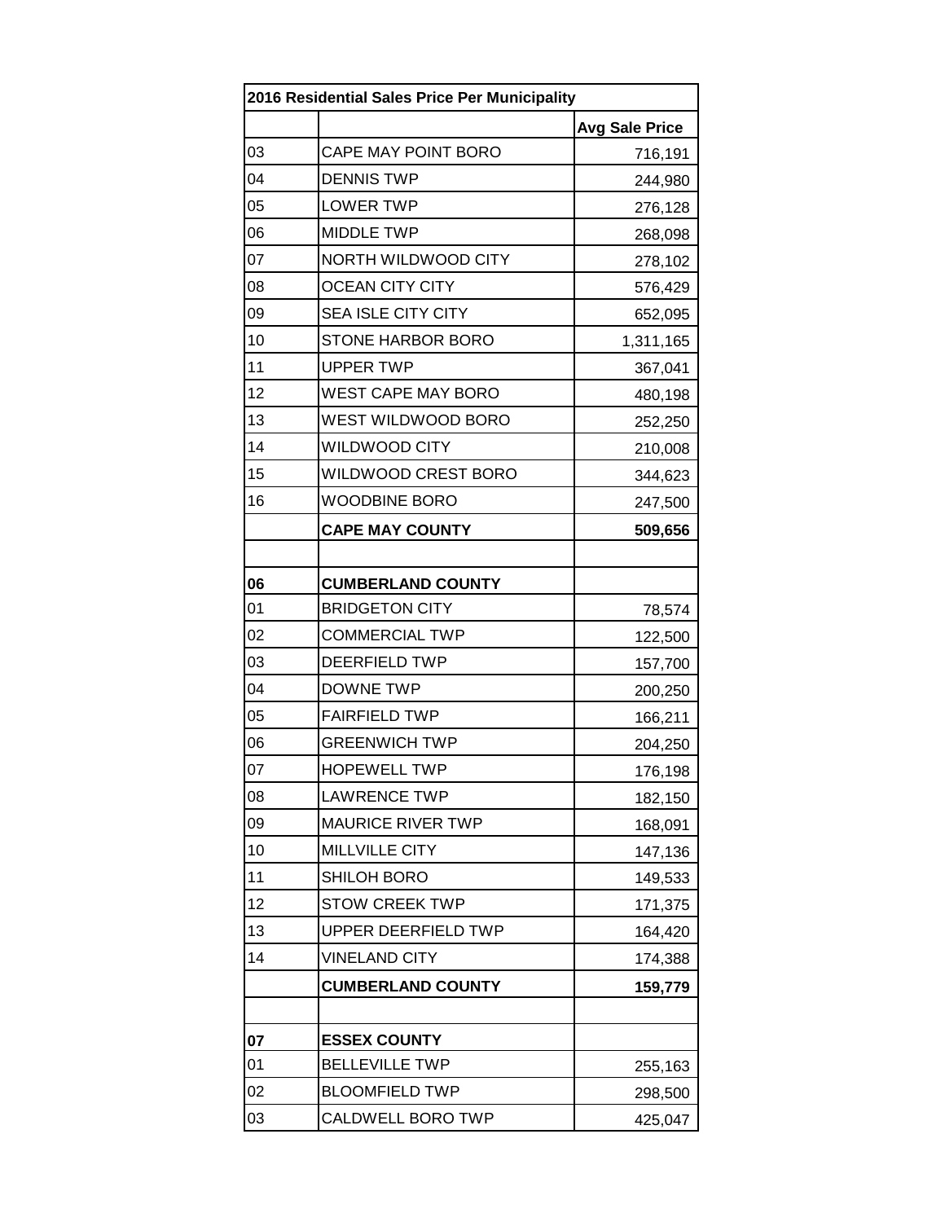| 2016 Residential Sales Price Per Municipality | | |
|---|---|---|
| | | **Avg Sale Price** |
| 03 | CAPE MAY POINT BORO | 716,191 |
| 04 | DENNIS TWP | 244,980 |
| 05 | LOWER TWP | 276,128 |
| 06 | MIDDLE TWP | 268,098 |
| 07 | NORTH WILDWOOD CITY | 278,102 |
| 08 | OCEAN CITY CITY | 576,429 |
| 09 | SEA ISLE CITY CITY | 652,095 |
| 10 | STONE HARBOR BORO | 1,311,165 |
| 11 | UPPER TWP | 367,041 |
| 12 | WEST CAPE MAY BORO | 480,198 |
| 13 | WEST WILDWOOD BORO | 252,250 |
| 14 | WILDWOOD CITY | 210,008 |
| 15 | WILDWOOD CREST BORO | 344,623 |
| 16 | WOODBINE BORO | 247,500 |
| | **CAPE MAY COUNTY** | **509,656** |
| | | |
| **06** | **CUMBERLAND COUNTY** | |
| 01 | BRIDGETON CITY | 78,574 |
| 02 | COMMERCIAL TWP | 122,500 |
| 03 | DEERFIELD TWP | 157,700 |
| 04 | DOWNE TWP | 200,250 |
| 05 | FAIRFIELD TWP | 166,211 |
| 06 | GREENWICH TWP | 204,250 |
| 07 | HOPEWELL TWP | 176,198 |
| 08 | LAWRENCE TWP | 182,150 |
| 09 | MAURICE RIVER TWP | 168,091 |
| 10 | MILLVILLE CITY | 147,136 |
| 11 | SHILOH BORO | 149,533 |
| 12 | STOW CREEK TWP | 171,375 |
| 13 | UPPER DEERFIELD TWP | 164,420 |
| 14 | VINELAND CITY | 174,388 |
| | **CUMBERLAND COUNTY** | **159,779** |
| | | |
| **07** | **ESSEX COUNTY** | |
| 01 | BELLEVILLE TWP | 255,163 |
| 02 | BLOOMFIELD TWP | 298,500 |
| 03 | CALDWELL BORO TWP | 425,047 |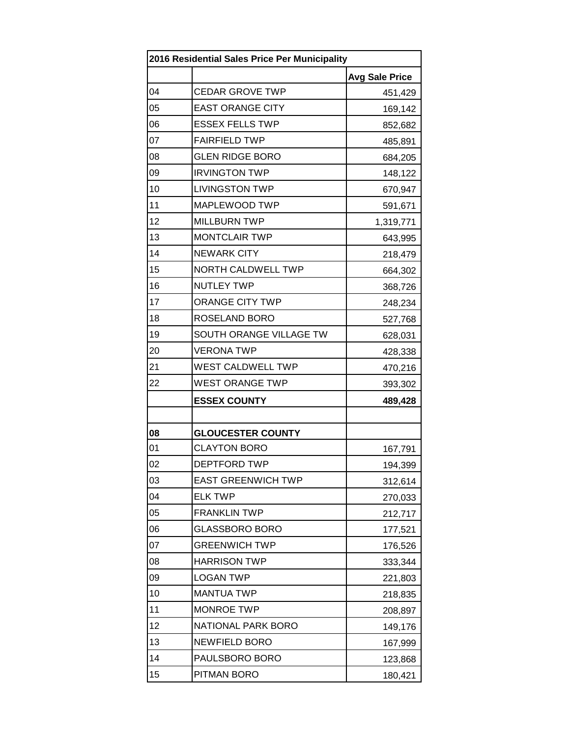| 2016 Residential Sales Price Per Municipality | | |
|---|---|---|
| | | **Avg Sale Price** |
| 04 | CEDAR GROVE TWP | 451,429 |
| 05 | EAST ORANGE CITY | 169,142 |
| 06 | ESSEX FELLS TWP | 852,682 |
| 07 | FAIRFIELD TWP | 485,891 |
| 08 | GLEN RIDGE BORO | 684,205 |
| 09 | IRVINGTON TWP | 148,122 |
| 10 | LIVINGSTON TWP | 670,947 |
| 11 | MAPLEWOOD TWP | 591,671 |
| 12 | MILLBURN TWP | 1,319,771 |
| 13 | MONTCLAIR TWP | 643,995 |
| 14 | NEWARK CITY | 218,479 |
| 15 | NORTH CALDWELL TWP | 664,302 |
| 16 | NUTLEY TWP | 368,726 |
| 17 | ORANGE CITY TWP | 248,234 |
| 18 | ROSELAND BORO | 527,768 |
| 19 | SOUTH ORANGE VILLAGE TW | 628,031 |
| 20 | VERONA TWP | 428,338 |
| 21 | WEST CALDWELL TWP | 470,216 |
| 22 | WEST ORANGE TWP | 393,302 |
| | **ESSEX COUNTY** | **489,428** |
| | | |
| **08** | **GLOUCESTER COUNTY** | |
| 01 | CLAYTON BORO | 167,791 |
| 02 | DEPTFORD TWP | 194,399 |
| 03 | EAST GREENWICH TWP | 312,614 |
| 04 | ELK TWP | 270,033 |
| 05 | FRANKLIN TWP | 212,717 |
| 06 | GLASSBORO BORO | 177,521 |
| 07 | GREENWICH TWP | 176,526 |
| 08 | HARRISON TWP | 333,344 |
| 09 | LOGAN TWP | 221,803 |
| 10 | MANTUA TWP | 218,835 |
| 11 | MONROE TWP | 208,897 |
| 12 | NATIONAL PARK BORO | 149,176 |
| 13 | NEWFIELD BORO | 167,999 |
| 14 | PAULSBORO BORO | 123,868 |
| 15 | PITMAN BORO | 180,421 |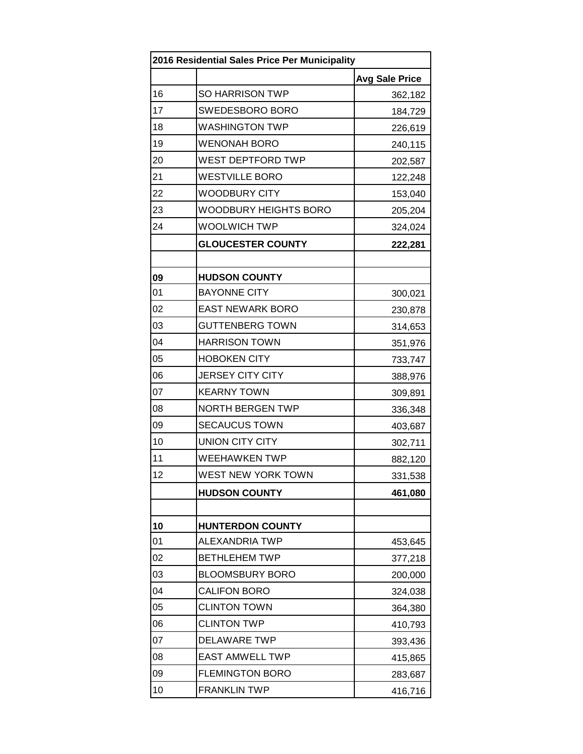| 2016 Residential Sales Price Per Municipality | | |
|---|---|---|
| | | **Avg Sale Price** |
| 16 | SO HARRISON TWP | 362,182 |
| 17 | SWEDESBORO BORO | 184,729 |
| 18 | WASHINGTON TWP | 226,619 |
| 19 | WENONAH BORO | 240,115 |
| 20 | WEST DEPTFORD TWP | 202,587 |
| 21 | WESTVILLE BORO | 122,248 |
| 22 | WOODBURY CITY | 153,040 |
| 23 | WOODBURY HEIGHTS BORO | 205,204 |
| 24 | WOOLWICH TWP | 324,024 |
| | **GLOUCESTER COUNTY** | **222,281** |
| | | |
| **09** | **HUDSON COUNTY** | |
| 01 | BAYONNE CITY | 300,021 |
| 02 | EAST NEWARK BORO | 230,878 |
| 03 | GUTTENBERG TOWN | 314,653 |
| 04 | HARRISON TOWN | 351,976 |
| 05 | HOBOKEN CITY | 733,747 |
| 06 | JERSEY CITY CITY | 388,976 |
| 07 | KEARNY TOWN | 309,891 |
| 08 | NORTH BERGEN TWP | 336,348 |
| 09 | SECAUCUS TOWN | 403,687 |
| 10 | UNION CITY CITY | 302,711 |
| 11 | WEEHAWKEN TWP | 882,120 |
| 12 | WEST NEW YORK TOWN | 331,538 |
| | **HUDSON COUNTY** | **461,080** |
| | | |
| **10** | **HUNTERDON COUNTY** | |
| 01 | ALEXANDRIA TWP | 453,645 |
| 02 | BETHLEHEM TWP | 377,218 |
| 03 | BLOOMSBURY BORO | 200,000 |
| 04 | CALIFON BORO | 324,038 |
| 05 | CLINTON TOWN | 364,380 |
| 06 | CLINTON TWP | 410,793 |
| 07 | DELAWARE TWP | 393,436 |
| 08 | EAST AMWELL TWP | 415,865 |
| 09 | FLEMINGTON BORO | 283,687 |
| 10 | FRANKLIN TWP | 416,716 |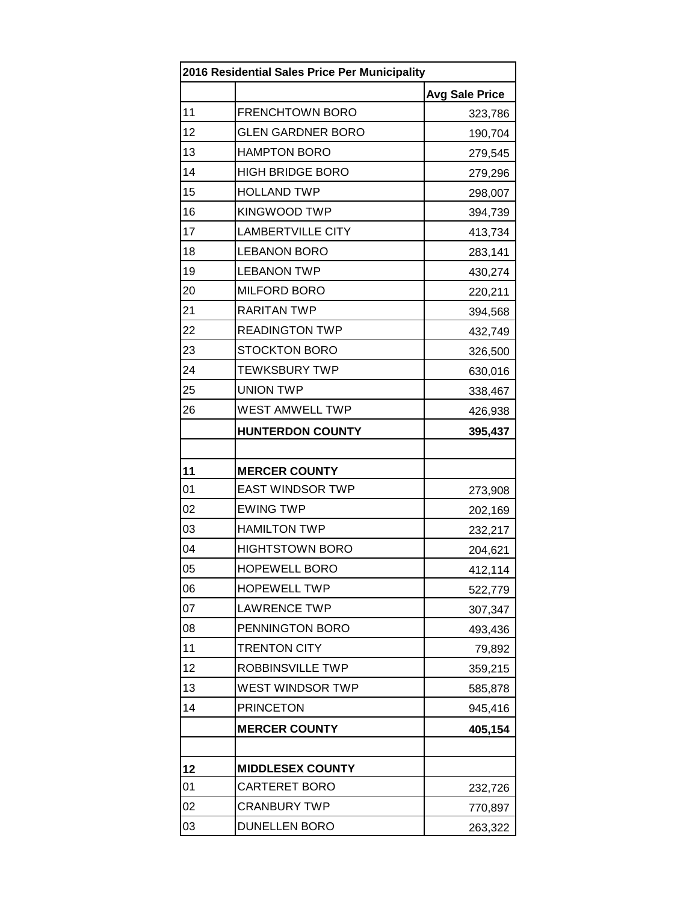| 2016 Residential Sales Price Per Municipality | | |
|---|---|---|
| | | **Avg Sale Price** |
| 11 | FRENCHTOWN BORO | 323,786 |
| 12 | GLEN GARDNER BORO | 190,704 |
| 13 | HAMPTON BORO | 279,545 |
| 14 | HIGH BRIDGE BORO | 279,296 |
| 15 | HOLLAND TWP | 298,007 |
| 16 | KINGWOOD TWP | 394,739 |
| 17 | LAMBERTVILLE CITY | 413,734 |
| 18 | LEBANON BORO | 283,141 |
| 19 | LEBANON TWP | 430,274 |
| 20 | MILFORD BORO | 220,211 |
| 21 | RARITAN TWP | 394,568 |
| 22 | READINGTON TWP | 432,749 |
| 23 | STOCKTON BORO | 326,500 |
| 24 | TEWKSBURY TWP | 630,016 |
| 25 | UNION TWP | 338,467 |
| 26 | WEST AMWELL TWP | 426,938 |
| | **HUNTERDON COUNTY** | **395,437** |
| | | |
| **11** | **MERCER COUNTY** | |
| 01 | EAST WINDSOR TWP | 273,908 |
| 02 | EWING TWP | 202,169 |
| 03 | HAMILTON TWP | 232,217 |
| 04 | HIGHTSTOWN BORO | 204,621 |
| 05 | HOPEWELL BORO | 412,114 |
| 06 | HOPEWELL TWP | 522,779 |
| 07 | LAWRENCE TWP | 307,347 |
| 08 | PENNINGTON BORO | 493,436 |
| 11 | TRENTON CITY | 79,892 |
| 12 | ROBBINSVILLE TWP | 359,215 |
| 13 | WEST WINDSOR TWP | 585,878 |
| 14 | PRINCETON | 945,416 |
| | **MERCER COUNTY** | **405,154** |
| | | |
| **12** | **MIDDLESEX COUNTY** | |
| 01 | CARTERET BORO | 232,726 |
| 02 | CRANBURY TWP | 770,897 |
| 03 | DUNELLEN BORO | 263,322 |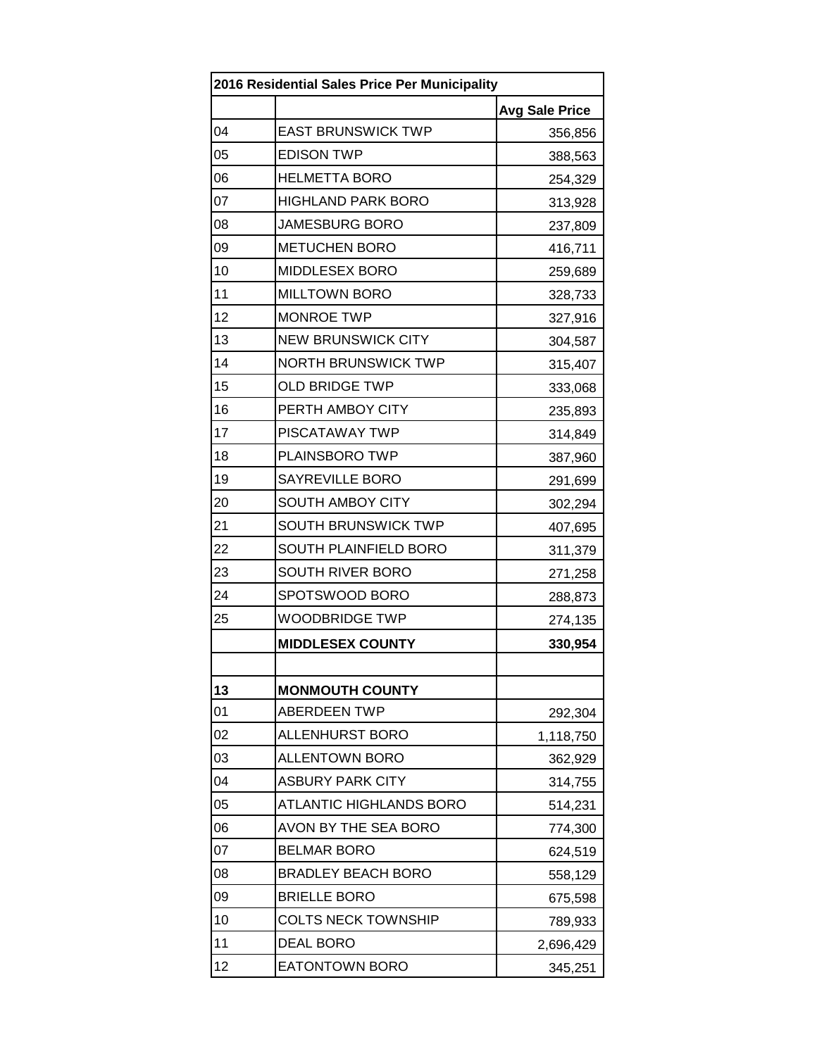| 2016 Residential Sales Price Per Municipality | | |
|---|---|---|
| | | **Avg Sale Price** |
| 04 | EAST BRUNSWICK TWP | 356,856 |
| 05 | EDISON TWP | 388,563 |
| 06 | HELMETTA BORO | 254,329 |
| 07 | HIGHLAND PARK BORO | 313,928 |
| 08 | JAMESBURG BORO | 237,809 |
| 09 | METUCHEN BORO | 416,711 |
| 10 | MIDDLESEX BORO | 259,689 |
| 11 | MILLTOWN BORO | 328,733 |
| 12 | MONROE TWP | 327,916 |
| 13 | NEW BRUNSWICK CITY | 304,587 |
| 14 | NORTH BRUNSWICK TWP | 315,407 |
| 15 | OLD BRIDGE TWP | 333,068 |
| 16 | PERTH AMBOY CITY | 235,893 |
| 17 | PISCATAWAY TWP | 314,849 |
| 18 | PLAINSBORO TWP | 387,960 |
| 19 | SAYREVILLE BORO | 291,699 |
| 20 | SOUTH AMBOY CITY | 302,294 |
| 21 | SOUTH BRUNSWICK TWP | 407,695 |
| 22 | SOUTH PLAINFIELD BORO | 311,379 |
| 23 | SOUTH RIVER BORO | 271,258 |
| 24 | SPOTSWOOD BORO | 288,873 |
| 25 | WOODBRIDGE TWP | 274,135 |
| | **MIDDLESEX COUNTY** | **330,954** |
| | | |
| **13** | **MONMOUTH COUNTY** | |
| 01 | ABERDEEN TWP | 292,304 |
| 02 | ALLENHURST BORO | 1,118,750 |
| 03 | ALLENTOWN BORO | 362,929 |
| 04 | ASBURY PARK CITY | 314,755 |
| 05 | ATLANTIC HIGHLANDS BORO | 514,231 |
| 06 | AVON BY THE SEA BORO | 774,300 |
| 07 | BELMAR BORO | 624,519 |
| 08 | BRADLEY BEACH BORO | 558,129 |
| 09 | BRIELLE BORO | 675,598 |
| 10 | COLTS NECK TOWNSHIP | 789,933 |
| 11 | DEAL BORO | 2,696,429 |
| 12 | EATONTOWN BORO | 345,251 |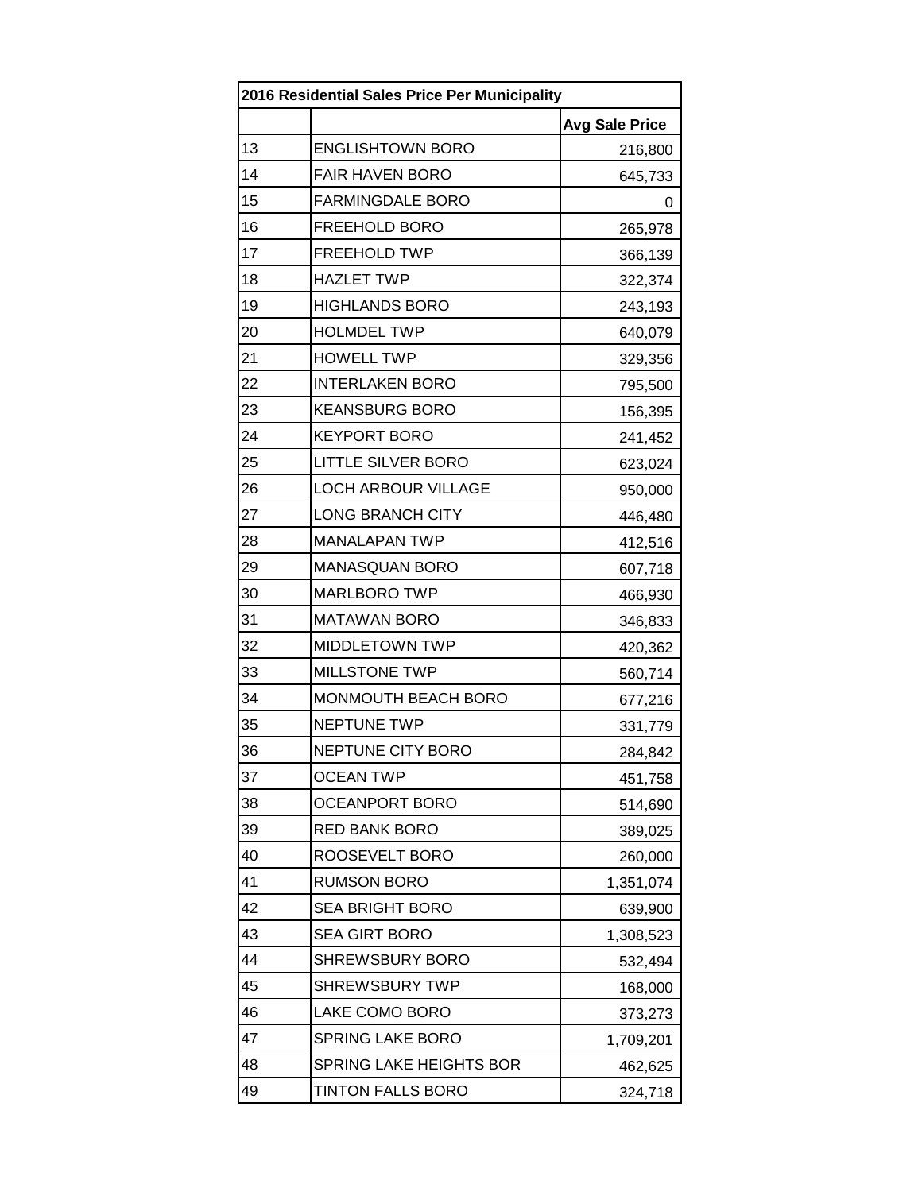| 2016 Residential Sales Price Per Municipality | | |
|---|---|---|
| | | Avg Sale Price |
| 13 | ENGLISHTOWN BORO | 216,800 |
| 14 | FAIR HAVEN BORO | 645,733 |
| 15 | FARMINGDALE BORO | 0 |
| 16 | FREEHOLD BORO | 265,978 |
| 17 | FREEHOLD TWP | 366,139 |
| 18 | HAZLET TWP | 322,374 |
| 19 | HIGHLANDS BORO | 243,193 |
| 20 | HOLMDEL TWP | 640,079 |
| 21 | HOWELL TWP | 329,356 |
| 22 | INTERLAKEN BORO | 795,500 |
| 23 | KEANSBURG BORO | 156,395 |
| 24 | KEYPORT BORO | 241,452 |
| 25 | LITTLE SILVER BORO | 623,024 |
| 26 | LOCH ARBOUR VILLAGE | 950,000 |
| 27 | LONG BRANCH CITY | 446,480 |
| 28 | MANALAPAN TWP | 412,516 |
| 29 | MANASQUAN BORO | 607,718 |
| 30 | MARLBORO TWP | 466,930 |
| 31 | MATAWAN BORO | 346,833 |
| 32 | MIDDLETOWN TWP | 420,362 |
| 33 | MILLSTONE TWP | 560,714 |
| 34 | MONMOUTH BEACH BORO | 677,216 |
| 35 | NEPTUNE TWP | 331,779 |
| 36 | NEPTUNE CITY BORO | 284,842 |
| 37 | OCEAN TWP | 451,758 |
| 38 | OCEANPORT BORO | 514,690 |
| 39 | RED BANK BORO | 389,025 |
| 40 | ROOSEVELT BORO | 260,000 |
| 41 | RUMSON BORO | 1,351,074 |
| 42 | SEA BRIGHT BORO | 639,900 |
| 43 | SEA GIRT BORO | 1,308,523 |
| 44 | SHREWSBURY BORO | 532,494 |
| 45 | SHREWSBURY TWP | 168,000 |
| 46 | LAKE COMO BORO | 373,273 |
| 47 | SPRING LAKE BORO | 1,709,201 |
| 48 | SPRING LAKE HEIGHTS BOR | 462,625 |
| 49 | TINTON FALLS BORO | 324,718 |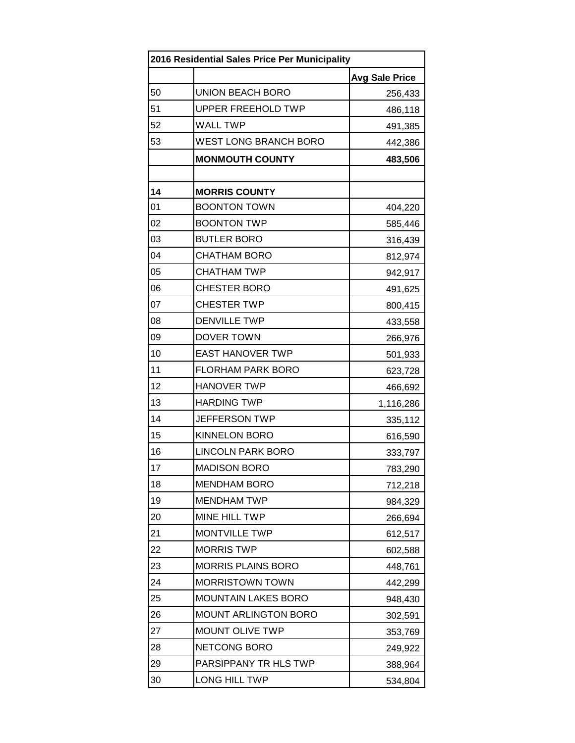| 2016 Residential Sales Price Per Municipality | | |
|---|---|---|
| | | **Avg Sale Price** |
| 50 | UNION BEACH BORO | 256,433 |
| 51 | UPPER FREEHOLD TWP | 486,118 |
| 52 | WALL TWP | 491,385 |
| 53 | WEST LONG BRANCH BORO | 442,386 |
| | **MONMOUTH COUNTY** | **483,506** |
| | | |
| **14** | **MORRIS COUNTY** | |
| 01 | BOONTON TOWN | 404,220 |
| 02 | BOONTON TWP | 585,446 |
| 03 | BUTLER BORO | 316,439 |
| 04 | CHATHAM BORO | 812,974 |
| 05 | CHATHAM TWP | 942,917 |
| 06 | CHESTER BORO | 491,625 |
| 07 | CHESTER TWP | 800,415 |
| 08 | DENVILLE TWP | 433,558 |
| 09 | DOVER TOWN | 266,976 |
| 10 | EAST HANOVER TWP | 501,933 |
| 11 | FLORHAM PARK BORO | 623,728 |
| 12 | HANOVER TWP | 466,692 |
| 13 | HARDING TWP | 1,116,286 |
| 14 | JEFFERSON TWP | 335,112 |
| 15 | KINNELON BORO | 616,590 |
| 16 | LINCOLN PARK BORO | 333,797 |
| 17 | MADISON BORO | 783,290 |
| 18 | MENDHAM BORO | 712,218 |
| 19 | MENDHAM TWP | 984,329 |
| 20 | MINE HILL TWP | 266,694 |
| 21 | MONTVILLE TWP | 612,517 |
| 22 | MORRIS TWP | 602,588 |
| 23 | MORRIS PLAINS BORO | 448,761 |
| 24 | MORRISTOWN TOWN | 442,299 |
| 25 | MOUNTAIN LAKES BORO | 948,430 |
| 26 | MOUNT ARLINGTON BORO | 302,591 |
| 27 | MOUNT OLIVE TWP | 353,769 |
| 28 | NETCONG BORO | 249,922 |
| 29 | PARSIPPANY TR HLS TWP | 388,964 |
| 30 | LONG HILL TWP | 534,804 |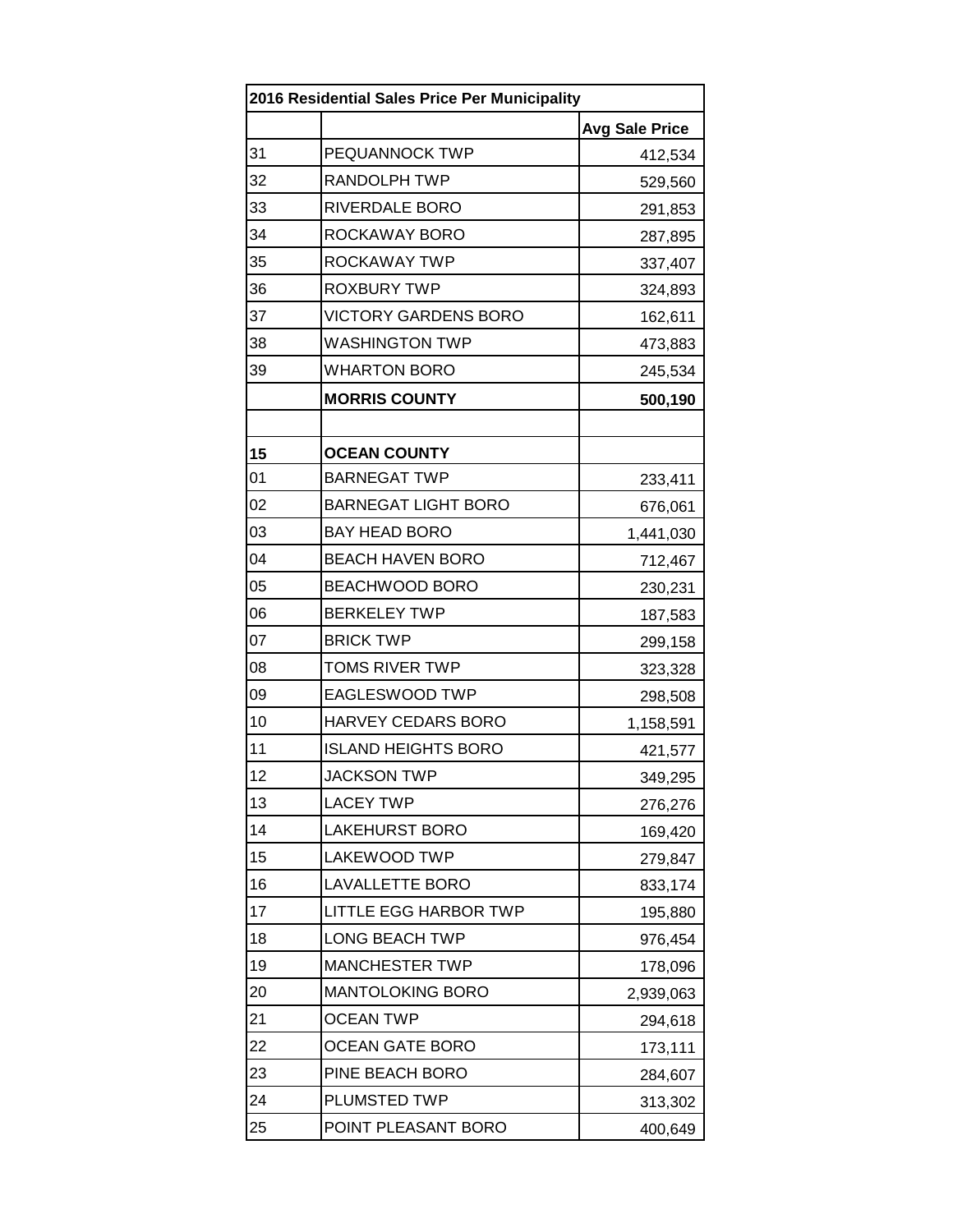| 2016 Residential Sales Price Per Municipality | | |
|---|---|---|
| | | **Avg Sale Price** |
| 31 | PEQUANNOCK TWP | 412,534 |
| 32 | RANDOLPH TWP | 529,560 |
| 33 | RIVERDALE BORO | 291,853 |
| 34 | ROCKAWAY BORO | 287,895 |
| 35 | ROCKAWAY TWP | 337,407 |
| 36 | ROXBURY TWP | 324,893 |
| 37 | VICTORY GARDENS BORO | 162,611 |
| 38 | WASHINGTON TWP | 473,883 |
| 39 | WHARTON BORO | 245,534 |
| | **MORRIS COUNTY** | **500,190** |
| | | |
| **15** | **OCEAN COUNTY** | |
| 01 | BARNEGAT TWP | 233,411 |
| 02 | BARNEGAT LIGHT BORO | 676,061 |
| 03 | BAY HEAD BORO | 1,441,030 |
| 04 | BEACH HAVEN BORO | 712,467 |
| 05 | BEACHWOOD BORO | 230,231 |
| 06 | BERKELEY TWP | 187,583 |
| 07 | BRICK TWP | 299,158 |
| 08 | TOMS RIVER TWP | 323,328 |
| 09 | EAGLESWOOD TWP | 298,508 |
| 10 | HARVEY CEDARS BORO | 1,158,591 |
| 11 | ISLAND HEIGHTS BORO | 421,577 |
| 12 | JACKSON TWP | 349,295 |
| 13 | LACEY TWP | 276,276 |
| 14 | LAKEHURST BORO | 169,420 |
| 15 | LAKEWOOD TWP | 279,847 |
| 16 | LAVALLETTE BORO | 833,174 |
| 17 | LITTLE EGG HARBOR TWP | 195,880 |
| 18 | LONG BEACH TWP | 976,454 |
| 19 | MANCHESTER TWP | 178,096 |
| 20 | MANTOLOKING BORO | 2,939,063 |
| 21 | OCEAN TWP | 294,618 |
| 22 | OCEAN GATE BORO | 173,111 |
| 23 | PINE BEACH BORO | 284,607 |
| 24 | PLUMSTED TWP | 313,302 |
| 25 | POINT PLEASANT BORO | 400,649 |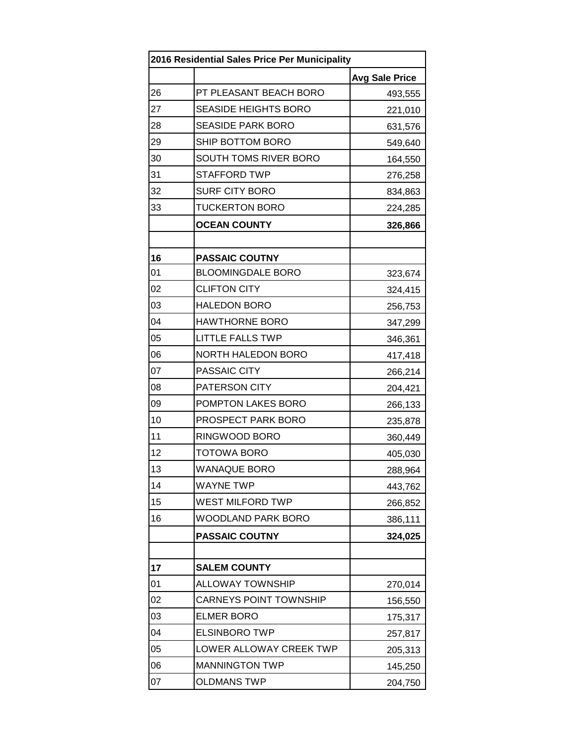| 2016 Residential Sales Price Per Municipality | | |
|---|---|---|
| | | **Avg Sale Price** |
| 26 | PT PLEASANT BEACH BORO | 493,555 |
| 27 | SEASIDE HEIGHTS BORO | 221,010 |
| 28 | SEASIDE PARK BORO | 631,576 |
| 29 | SHIP BOTTOM BORO | 549,640 |
| 30 | SOUTH TOMS RIVER BORO | 164,550 |
| 31 | STAFFORD TWP | 276,258 |
| 32 | SURF CITY BORO | 834,863 |
| 33 | TUCKERTON BORO | 224,285 |
| | **OCEAN COUNTY** | **326,866** |
| | | |
| **16** | **PASSAIC COUTNY** | |
| 01 | BLOOMINGDALE BORO | 323,674 |
| 02 | CLIFTON CITY | 324,415 |
| 03 | HALEDON BORO | 256,753 |
| 04 | HAWTHORNE BORO | 347,299 |
| 05 | LITTLE FALLS TWP | 346,361 |
| 06 | NORTH HALEDON BORO | 417,418 |
| 07 | PASSAIC CITY | 266,214 |
| 08 | PATERSON CITY | 204,421 |
| 09 | POMPTON LAKES BORO | 266,133 |
| 10 | PROSPECT PARK BORO | 235,878 |
| 11 | RINGWOOD BORO | 360,449 |
| 12 | TOTOWA BORO | 405,030 |
| 13 | WANAQUE BORO | 288,964 |
| 14 | WAYNE TWP | 443,762 |
| 15 | WEST MILFORD TWP | 266,852 |
| 16 | WOODLAND PARK BORO | 386,111 |
| | **PASSAIC COUTNY** | **324,025** |
| | | |
| **17** | **SALEM COUNTY** | |
| 01 | ALLOWAY TOWNSHIP | 270,014 |
| 02 | CARNEYS POINT TOWNSHIP | 156,550 |
| 03 | ELMER BORO | 175,317 |
| 04 | ELSINBORO TWP | 257,817 |
| 05 | LOWER ALLOWAY CREEK TWP | 205,313 |
| 06 | MANNINGTON TWP | 145,250 |
| 07 | OLDMANS TWP | 204,750 |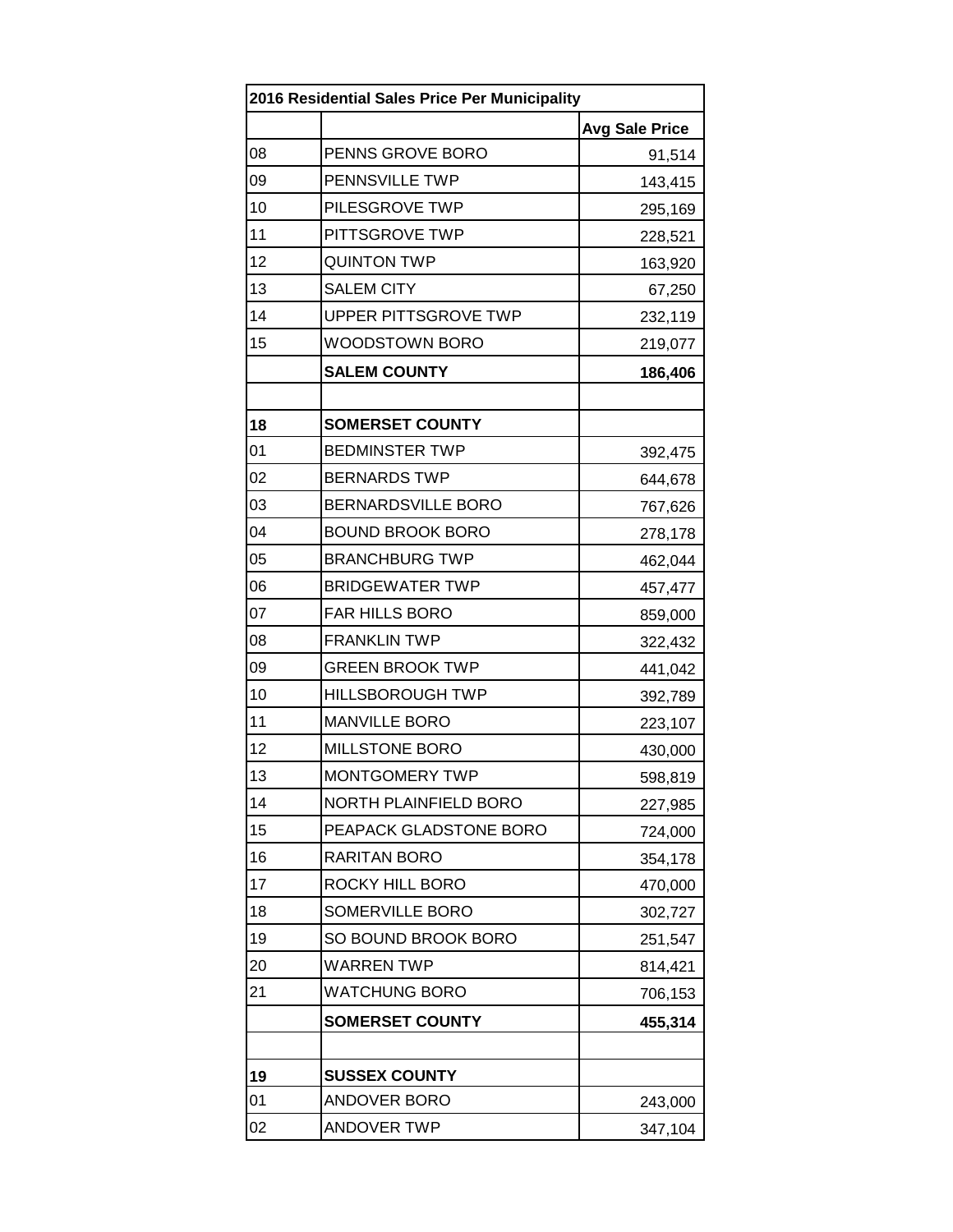| 2016 Residential Sales Price Per Municipality | | |
|---|---|---|
| | | **Avg Sale Price** |
| 08 | PENNS GROVE BORO | 91,514 |
| 09 | PENNSVILLE TWP | 143,415 |
| 10 | PILESGROVE TWP | 295,169 |
| 11 | PITTSGROVE TWP | 228,521 |
| 12 | QUINTON TWP | 163,920 |
| 13 | SALEM CITY | 67,250 |
| 14 | UPPER PITTSGROVE TWP | 232,119 |
| 15 | WOODSTOWN BORO | 219,077 |
| | **SALEM COUNTY** | **186,406** |
| | | |
| **18** | **SOMERSET COUNTY** | |
| 01 | BEDMINSTER TWP | 392,475 |
| 02 | BERNARDS TWP | 644,678 |
| 03 | BERNARDSVILLE BORO | 767,626 |
| 04 | BOUND BROOK BORO | 278,178 |
| 05 | BRANCHBURG TWP | 462,044 |
| 06 | BRIDGEWATER TWP | 457,477 |
| 07 | FAR HILLS BORO | 859,000 |
| 08 | FRANKLIN TWP | 322,432 |
| 09 | GREEN BROOK TWP | 441,042 |
| 10 | HILLSBOROUGH TWP | 392,789 |
| 11 | MANVILLE BORO | 223,107 |
| 12 | MILLSTONE BORO | 430,000 |
| 13 | MONTGOMERY TWP | 598,819 |
| 14 | NORTH PLAINFIELD BORO | 227,985 |
| 15 | PEAPACK GLADSTONE BORO | 724,000 |
| 16 | RARITAN BORO | 354,178 |
| 17 | ROCKY HILL BORO | 470,000 |
| 18 | SOMERVILLE BORO | 302,727 |
| 19 | SO BOUND BROOK BORO | 251,547 |
| 20 | WARREN TWP | 814,421 |
| 21 | WATCHUNG BORO | 706,153 |
| | **SOMERSET COUNTY** | **455,314** |
| | | |
| **19** | **SUSSEX COUNTY** | |
| 01 | ANDOVER BORO | 243,000 |
| 02 | ANDOVER TWP | 347,104 |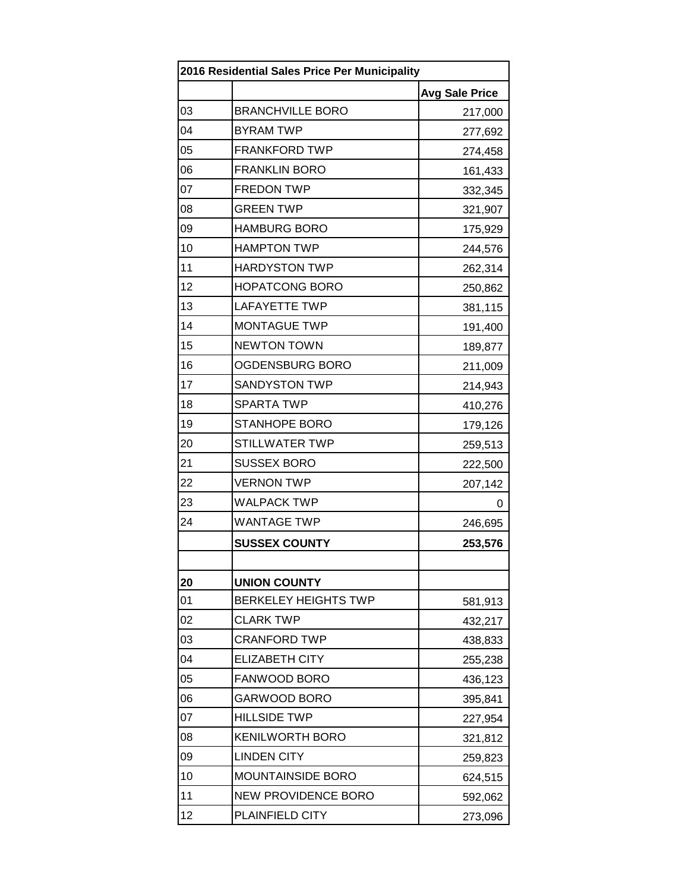| 2016 Residential Sales Price Per Municipality | | |
|---|---|---|
| | | **Avg Sale Price** |
| 03 | BRANCHVILLE BORO | 217,000 |
| 04 | BYRAM TWP | 277,692 |
| 05 | FRANKFORD TWP | 274,458 |
| 06 | FRANKLIN BORO | 161,433 |
| 07 | FREDON TWP | 332,345 |
| 08 | GREEN TWP | 321,907 |
| 09 | HAMBURG BORO | 175,929 |
| 10 | HAMPTON TWP | 244,576 |
| 11 | HARDYSTON TWP | 262,314 |
| 12 | HOPATCONG BORO | 250,862 |
| 13 | LAFAYETTE TWP | 381,115 |
| 14 | MONTAGUE TWP | 191,400 |
| 15 | NEWTON TOWN | 189,877 |
| 16 | OGDENSBURG BORO | 211,009 |
| 17 | SANDYSTON TWP | 214,943 |
| 18 | SPARTA TWP | 410,276 |
| 19 | STANHOPE BORO | 179,126 |
| 20 | STILLWATER TWP | 259,513 |
| 21 | SUSSEX BORO | 222,500 |
| 22 | VERNON TWP | 207,142 |
| 23 | WALPACK TWP | 0 |
| 24 | WANTAGE TWP | 246,695 |
| | **SUSSEX COUNTY** | **253,576** |
| | | |
| **20** | **UNION COUNTY** | |
| 01 | BERKELEY HEIGHTS TWP | 581,913 |
| 02 | CLARK TWP | 432,217 |
| 03 | CRANFORD TWP | 438,833 |
| 04 | ELIZABETH CITY | 255,238 |
| 05 | FANWOOD BORO | 436,123 |
| 06 | GARWOOD BORO | 395,841 |
| 07 | HILLSIDE TWP | 227,954 |
| 08 | KENILWORTH BORO | 321,812 |
| 09 | LINDEN CITY | 259,823 |
| 10 | MOUNTAINSIDE BORO | 624,515 |
| 11 | NEW PROVIDENCE BORO | 592,062 |
| 12 | PLAINFIELD CITY | 273,096 |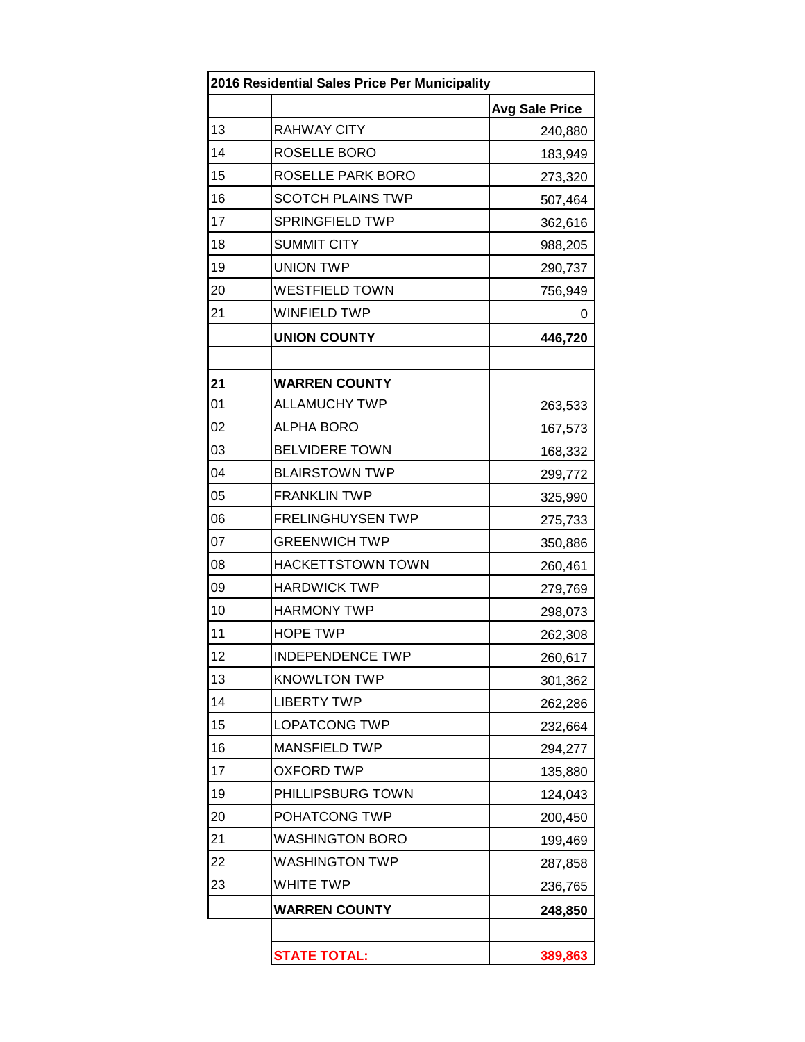| 2016 Residential Sales Price Per Municipality | | |
|---|---|---|
| | | **Avg Sale Price** |
| 13 | RAHWAY CITY | 240,880 |
| 14 | ROSELLE BORO | 183,949 |
| 15 | ROSELLE PARK BORO | 273,320 |
| 16 | SCOTCH PLAINS TWP | 507,464 |
| 17 | SPRINGFIELD TWP | 362,616 |
| 18 | SUMMIT CITY | 988,205 |
| 19 | UNION TWP | 290,737 |
| 20 | WESTFIELD TOWN | 756,949 |
| 21 | WINFIELD TWP | 0 |
| | **UNION COUNTY** | **446,720** |
| | | |
| **21** | **WARREN COUNTY** | |
| 01 | ALLAMUCHY TWP | 263,533 |
| 02 | ALPHA BORO | 167,573 |
| 03 | BELVIDERE TOWN | 168,332 |
| 04 | BLAIRSTOWN TWP | 299,772 |
| 05 | FRANKLIN TWP | 325,990 |
| 06 | FRELINGHUYSEN TWP | 275,733 |
| 07 | GREENWICH TWP | 350,886 |
| 08 | HACKETTSTOWN TOWN | 260,461 |
| 09 | HARDWICK TWP | 279,769 |
| 10 | HARMONY TWP | 298,073 |
| 11 | HOPE TWP | 262,308 |
| 12 | INDEPENDENCE TWP | 260,617 |
| 13 | KNOWLTON TWP | 301,362 |
| 14 | LIBERTY TWP | 262,286 |
| 15 | LOPATCONG TWP | 232,664 |
| 16 | MANSFIELD TWP | 294,277 |
| 17 | OXFORD TWP | 135,880 |
| 19 | PHILLIPSBURG TOWN | 124,043 |
| 20 | POHATCONG TWP | 200,450 |
| 21 | WASHINGTON BORO | 199,469 |
| 22 | WASHINGTON TWP | 287,858 |
| 23 | WHITE TWP | 236,765 |
| | **WARREN COUNTY** | **248,850** |
| | | |
| | **STATE TOTAL:** | **389,863** |